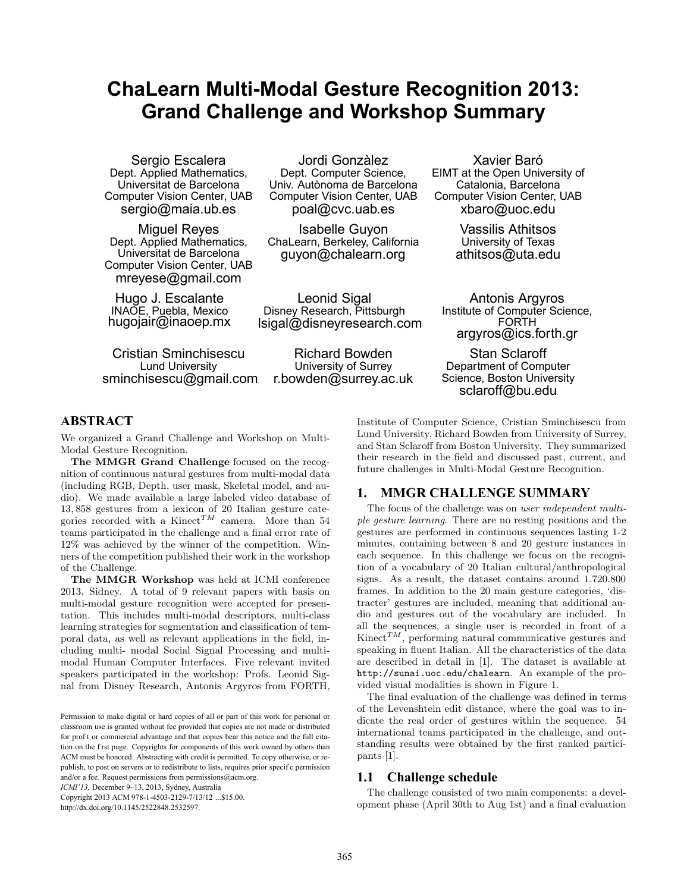# ChaLearn Multi-Modal Gesture Recognition 2013: Grand Challenge and Workshop Summary

Sergio Escalera
Dept. Applied Mathematics, Universitat de Barcelona
Computer Vision Center, UAB
sergio@maia.ub.es

Jordi Gonzàlez
Dept. Computer Science, Univ. Autònoma de Barcelona
Computer Vision Center, UAB
poal@cvc.uab.es

Xavier Baró
EIMT at the Open University of Catalonia, Barcelona
Computer Vision Center, UAB
xbaro@uoc.edu

Miguel Reyes
Dept. Applied Mathematics, Universitat de Barcelona
Computer Vision Center, UAB
mreyese@gmail.com

Isabelle Guyon
ChaLearn, Berkeley, California
guyon@chalearn.org

Vassilis Athitsos
University of Texas
athitsos@uta.edu

Hugo J. Escalante
INAOE, Puebla, Mexico
hugojair@inaoep.mx

Leonid Sigal
Disney Research, Pittsburgh
lsigal@disneyresearch.com

Antonis Argyros
Institute of Computer Science, FORTH
argyros@ics.forth.gr

Cristian Sminchisescu
Lund University
sminchisescu@gmail.com

Richard Bowden
University of Surrey
r.bowden@surrey.ac.uk

Stan Sclaroff
Department of Computer Science, Boston University
sclaroff@bu.edu

## ABSTRACT

We organized a Grand Challenge and Workshop on Multi-Modal Gesture Recognition.

**The MMGR Grand Challenge** focused on the recognition of continuous natural gestures from multi-modal data (including RGB, Depth, user mask, Skeletal model, and audio). We made available a large labeled video database of 13,858 gestures from a lexicon of 20 Italian gesture categories recorded with a Kinect$^{TM}$ camera. More than 54 teams participated in the challenge and a final error rate of 12% was achieved by the winner of the competition. Winners of the competition published their work in the workshop of the Challenge.

**The MMGR Workshop** was held at ICMI conference 2013, Sidney. A total of 9 relevant papers with basis on multi-modal gesture recognition were accepted for presentation. This includes multi-modal descriptors, multi-class learning strategies for segmentation and classification of temporal data, as well as relevant applications in the field, including multi- modal Social Signal Processing and multi-modal Human Computer Interfaces. Five relevant invited speakers participated in the workshop: Profs. Leonid Signal from Disney Research, Antonis Argyros from FORTH, Institute of Computer Science, Cristian Sminchisescu from Lund University, Richard Bowden from University of Surrey, and Stan Sclaroff from Boston University. They summarized their research in the field and discussed past, current, and future challenges in Multi-Modal Gesture Recognition.

Permission to make digital or hard copies of all or part of this work for personal or classroom use is granted without fee provided that copies are not made or distributed for prof t or commercial advantage and that copies bear this notice and the full citation on the f rst page. Copyrights for components of this work owned by others than ACM must be honored. Abstracting with credit is permitted. To copy otherwise, or republish, to post on servers or to redistribute to lists, requires prior specif c permission and/or a fee. Request permissions from permissions@acm.org.
*ICMI'13,* December 9–13, 2013, Sydney, Australia
Copyright 2013 ACM 978-1-4503-2129-7/13/12 ...$15.00.
http://dx.doi.org/10.1145/2522848.2532597.

## 1. MMGR CHALLENGE SUMMARY

The focus of the challenge was on *user independent multiple gesture learning*. There are no resting positions and the gestures are performed in continuous sequences lasting 1-2 minutes, containing between 8 and 20 gesture instances in each sequence. In this challenge we focus on the recognition of a vocabulary of 20 Italian cultural/anthropological signs. As a result, the dataset contains around 1.720.800 frames. In addition to the 20 main gesture categories, 'distracter' gestures are included, meaning that additional audio and gestures out of the vocabulary are included. In all the sequences, a single user is recorded in front of a Kinect$^{TM}$, performing natural communicative gestures and speaking in fluent Italian. All the characteristics of the data are described in detail in [1]. The dataset is available at http://sunai.uoc.edu/chalearn. An example of the provided visual modalities is shown in Figure 1.

The final evaluation of the challenge was defined in terms of the Levenshtein edit distance, where the goal was to indicate the real order of gestures within the sequence. 54 international teams participated in the challenge, and outstanding results were obtained by the first ranked participants [1].

### 1.1 Challenge schedule

The challenge consisted of two main components: a development phase (April 30th to Aug 1st) and a final evaluation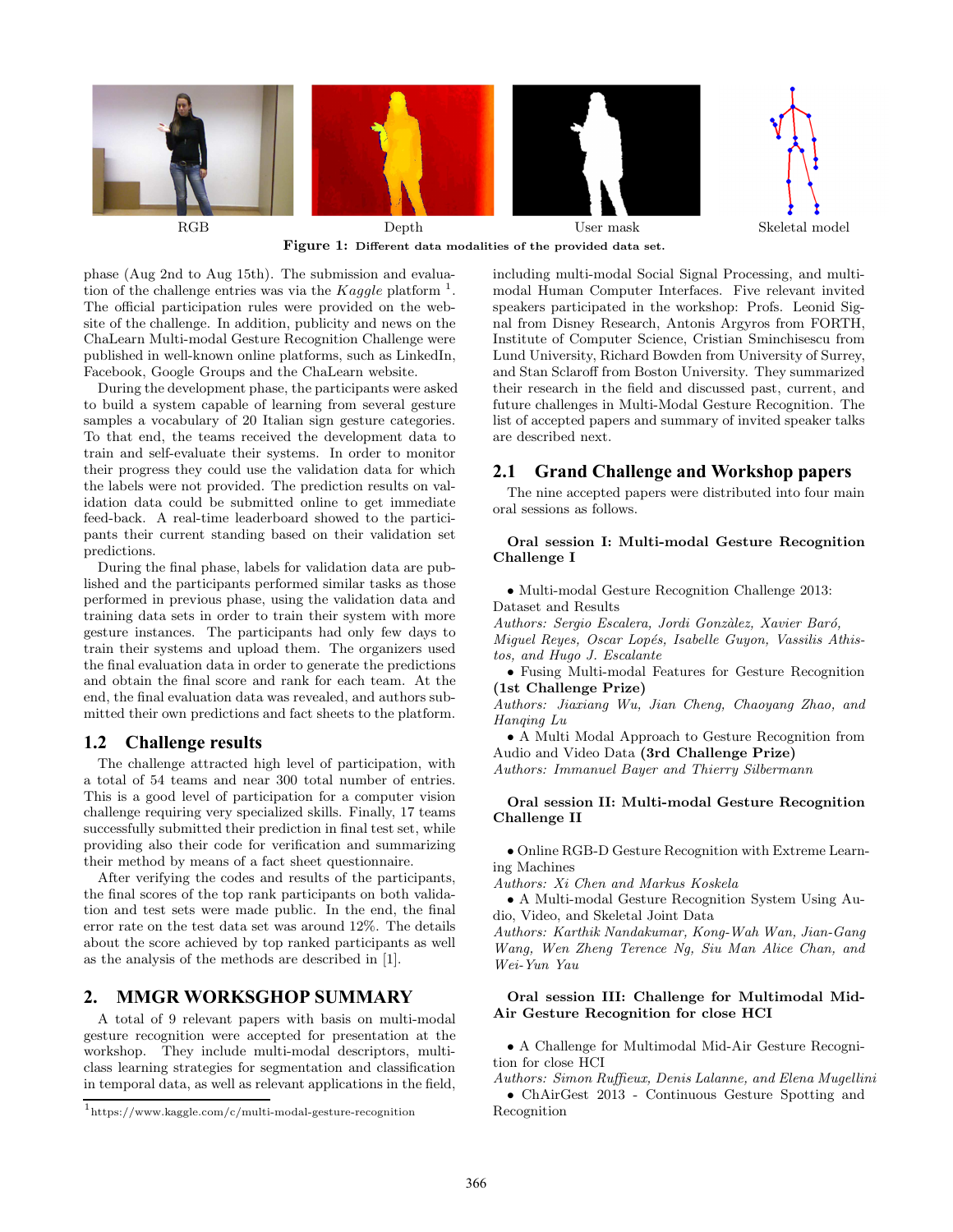RGB | Depth | User mask | Skeletal model

**Figure 1: Different data modalities of the provided data set.**

phase (Aug 2nd to Aug 15th). The submission and evaluation of the challenge entries was via the *Kaggle* platform [1]. The official participation rules were provided on the website of the challenge. In addition, publicity and news on the ChaLearn Multi-modal Gesture Recognition Challenge were published in well-known online platforms, such as LinkedIn, Facebook, Google Groups and the ChaLearn website.

During the development phase, the participants were asked to build a system capable of learning from several gesture samples a vocabulary of 20 Italian sign gesture categories. To that end, the teams received the development data to train and self-evaluate their systems. In order to monitor their progress they could use the validation data for which the labels were not provided. The prediction results on validation data could be submitted online to get immediate feed-back. A real-time leaderboard showed to the participants their current standing based on their validation set predictions.

During the final phase, labels for validation data are published and the participants performed similar tasks as those performed in previous phase, using the validation data and training data sets in order to train their system with more gesture instances. The participants had only few days to train their systems and upload them. The organizers used the final evaluation data in order to generate the predictions and obtain the final score and rank for each team. At the end, the final evaluation data was revealed, and authors submitted their own predictions and fact sheets to the platform.

### 1.2 Challenge results

The challenge attracted high level of participation, with a total of 54 teams and near 300 total number of entries. This is a good level of participation for a computer vision challenge requiring very specialized skills. Finally, 17 teams successfully submitted their prediction in final test set, while providing also their code for verification and summarizing their method by means of a fact sheet questionnaire.

After verifying the codes and results of the participants, the final scores of the top rank participants on both validation and test sets were made public. In the end, the final error rate on the test data set was around 12%. The details about the score achieved by top ranked participants as well as the analysis of the methods are described in [1].

## 2. MMGR WORKSGHOP SUMMARY

A total of 9 relevant papers with basis on multi-modal gesture recognition were accepted for presentation at the workshop. They include multi-modal descriptors, multi-class learning strategies for segmentation and classification in temporal data, as well as relevant applications in the field, including multi-modal Social Signal Processing, and multi-modal Human Computer Interfaces. Five relevant invited speakers participated in the workshop: Profs. Leonid Signal from Disney Research, Antonis Argyros from FORTH, Institute of Computer Science, Cristian Sminchisescu from Lund University, Richard Bowden from University of Surrey, and Stan Sclaroff from Boston University. They summarized their research in the field and discussed past, current, and future challenges in Multi-Modal Gesture Recognition. The list of accepted papers and summary of invited speaker talks are described next.

### 2.1 Grand Challenge and Workshop papers

The nine accepted papers were distributed into four main oral sessions as follows.

**Oral session I: Multi-modal Gesture Recognition Challenge I**

- Multi-modal Gesture Recognition Challenge 2013: Dataset and Results
*Authors: Sergio Escalera, Jordi Gonzàlez, Xavier Baró, Miguel Reyes, Oscar Lopés, Isabelle Guyon, Vassilis Athistos, and Hugo J. Escalante*
- Fusing Multi-modal Features for Gesture Recognition **(1st Challenge Prize)**
*Authors: Jiaxiang Wu, Jian Cheng, Chaoyang Zhao, and Hanqing Lu*
- A Multi Modal Approach to Gesture Recognition from Audio and Video Data **(3rd Challenge Prize)**
*Authors: Immanuel Bayer and Thierry Silbermann*

**Oral session II: Multi-modal Gesture Recognition Challenge II**

- Online RGB-D Gesture Recognition with Extreme Learning Machines
*Authors: Xi Chen and Markus Koskela*
- A Multi-modal Gesture Recognition System Using Audio, Video, and Skeletal Joint Data
*Authors: Karthik Nandakumar, Kong-Wah Wan, Jian-Gang Wang, Wen Zheng Terence Ng, Siu Man Alice Chan, and Wei-Yun Yau*

**Oral session III: Challenge for Multimodal Mid-Air Gesture Recognition for close HCI**

- A Challenge for Multimodal Mid-Air Gesture Recognition for close HCI
*Authors: Simon Ruffieux, Denis Lalanne, and Elena Mugellini*
- ChAirGest 2013 - Continuous Gesture Spotting and Recognition

[1] https://www.kaggle.com/c/multi-modal-gesture-recognition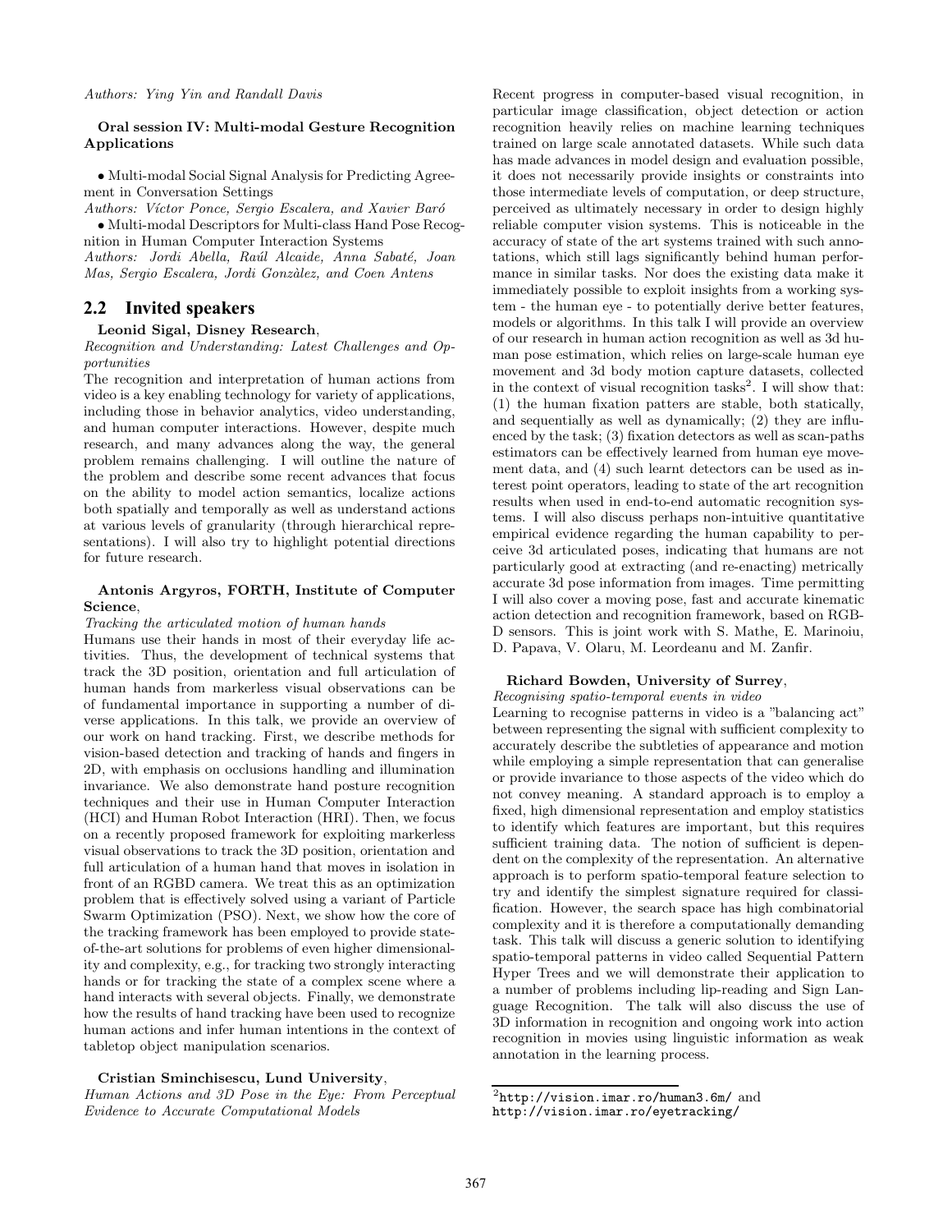*Authors: Ying Yin and Randall Davis*

**Oral session IV: Multi-modal Gesture Recognition Applications**

- Multi-modal Social Signal Analysis for Predicting Agreement in Conversation Settings

*Authors: Víctor Ponce, Sergio Escalera, and Xavier Baró*

- Multi-modal Descriptors for Multi-class Hand Pose Recognition in Human Computer Interaction Systems

*Authors: Jordi Abella, Raúl Alcaide, Anna Sabaté, Joan Mas, Sergio Escalera, Jordi Gonzàlez, and Coen Antens*

## 2.2 Invited speakers

**Leonid Sigal, Disney Research**,

*Recognition and Understanding: Latest Challenges and Opportunities*

The recognition and interpretation of human actions from video is a key enabling technology for variety of applications, including those in behavior analytics, video understanding, and human computer interactions. However, despite much research, and many advances along the way, the general problem remains challenging. I will outline the nature of the problem and describe some recent advances that focus on the ability to model action semantics, localize actions both spatially and temporally as well as understand actions at various levels of granularity (through hierarchical representations). I will also try to highlight potential directions for future research.

**Antonis Argyros, FORTH, Institute of Computer Science**,

*Tracking the articulated motion of human hands*

Humans use their hands in most of their everyday life activities. Thus, the development of technical systems that track the 3D position, orientation and full articulation of human hands from markerless visual observations can be of fundamental importance in supporting a number of diverse applications. In this talk, we provide an overview of our work on hand tracking. First, we describe methods for vision-based detection and tracking of hands and fingers in 2D, with emphasis on occlusions handling and illumination invariance. We also demonstrate hand posture recognition techniques and their use in Human Computer Interaction (HCI) and Human Robot Interaction (HRI). Then, we focus on a recently proposed framework for exploiting markerless visual observations to track the 3D position, orientation and full articulation of a human hand that moves in isolation in front of an RGBD camera. We treat this as an optimization problem that is effectively solved using a variant of Particle Swarm Optimization (PSO). Next, we show how the core of the tracking framework has been employed to provide state-of-the-art solutions for problems of even higher dimensionality and complexity, e.g., for tracking two strongly interacting hands or for tracking the state of a complex scene where a hand interacts with several objects. Finally, we demonstrate how the results of hand tracking have been used to recognize human actions and infer human intentions in the context of tabletop object manipulation scenarios.

**Cristian Sminchisescu, Lund University**,

*Human Actions and 3D Pose in the Eye: From Perceptual Evidence to Accurate Computational Models*

Recent progress in computer-based visual recognition, in particular image classification, object detection or action recognition heavily relies on machine learning techniques trained on large scale annotated datasets. While such data has made advances in model design and evaluation possible, it does not necessarily provide insights or constraints into those intermediate levels of computation, or deep structure, perceived as ultimately necessary in order to design highly reliable computer vision systems. This is noticeable in the accuracy of state of the art systems trained with such annotations, which still lags significantly behind human performance in similar tasks. Nor does the existing data make it immediately possible to exploit insights from a working system - the human eye - to potentially derive better features, models or algorithms. In this talk I will provide an overview of our research in human action recognition as well as 3d human pose estimation, which relies on large-scale human eye movement and 3d body motion capture datasets, collected in the context of visual recognition tasks[2]. I will show that: (1) the human fixation patters are stable, both statically, and sequentially as well as dynamically; (2) they are influenced by the task; (3) fixation detectors as well as scan-paths estimators can be effectively learned from human eye movement data, and (4) such learnt detectors can be used as interest point operators, leading to state of the art recognition results when used in end-to-end automatic recognition systems. I will also discuss perhaps non-intuitive quantitative empirical evidence regarding the human capability to perceive 3d articulated poses, indicating that humans are not particularly good at extracting (and re-enacting) metrically accurate 3d pose information from images. Time permitting I will also cover a moving pose, fast and accurate kinematic action detection and recognition framework, based on RGB-D sensors. This is joint work with S. Mathe, E. Marinoiu, D. Papava, V. Olaru, M. Leordeanu and M. Zanfir.

**Richard Bowden, University of Surrey**,

*Recognising spatio-temporal events in video*

Learning to recognise patterns in video is a "balancing act" between representing the signal with sufficient complexity to accurately describe the subtleties of appearance and motion while employing a simple representation that can generalise or provide invariance to those aspects of the video which do not convey meaning. A standard approach is to employ a fixed, high dimensional representation and employ statistics to identify which features are important, but this requires sufficient training data. The notion of sufficient is dependent on the complexity of the representation. An alternative approach is to perform spatio-temporal feature selection to try and identify the simplest signature required for classification. However, the search space has high combinatorial complexity and it is therefore a computationally demanding task. This talk will discuss a generic solution to identifying spatio-temporal patterns in video called Sequential Pattern Hyper Trees and we will demonstrate their application to a number of problems including lip-reading and Sign Language Recognition. The talk will also discuss the use of 3D information in recognition and ongoing work into action recognition in movies using linguistic information as weak annotation in the learning process.

[2] http://vision.imar.ro/human3.6m/ and http://vision.imar.ro/eyetracking/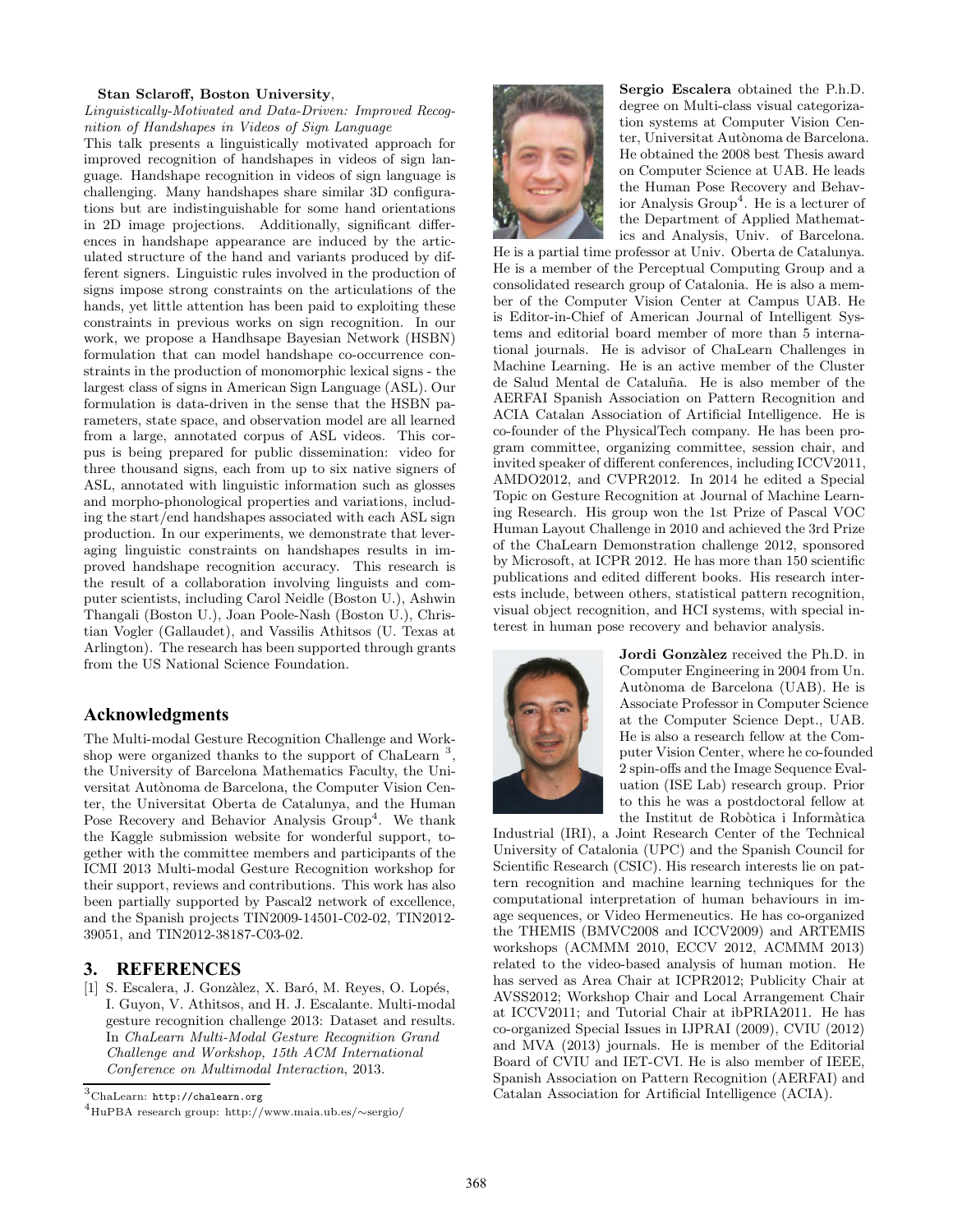**Stan Sclaroff, Boston University**,

*Linguistically-Motivated and Data-Driven: Improved Recognition of Handshapes in Videos of Sign Language*

This talk presents a linguistically motivated approach for improved recognition of handshapes in videos of sign language. Handshape recognition in videos of sign language is challenging. Many handshapes share similar 3D configurations but are indistinguishable for some hand orientations in 2D image projections. Additionally, significant differences in handshape appearance are induced by the articulated structure of the hand and variants produced by different signers. Linguistic rules involved in the production of signs impose strong constraints on the articulations of the hands, yet little attention has been paid to exploiting these constraints in previous works on sign recognition. In our work, we propose a Handhsape Bayesian Network (HSBN) formulation that can model handshape co-occurrence constraints in the production of monomorphic lexical signs - the largest class of signs in American Sign Language (ASL). Our formulation is data-driven in the sense that the HSBN parameters, state space, and observation model are all learned from a large, annotated corpus of ASL videos. This corpus is being prepared for public dissemination: video for three thousand signs, each from up to six native signers of ASL, annotated with linguistic information such as glosses and morpho-phonological properties and variations, including the start/end handshapes associated with each ASL sign production. In our experiments, we demonstrate that leveraging linguistic constraints on handshapes results in improved handshape recognition accuracy. This research is the result of a collaboration involving linguists and computer scientists, including Carol Neidle (Boston U.), Ashwin Thangali (Boston U.), Joan Poole-Nash (Boston U.), Christian Vogler (Gallaudet), and Vassilis Athitsos (U. Texas at Arlington). The research has been supported through grants from the US National Science Foundation.

## Acknowledgments

The Multi-modal Gesture Recognition Challenge and Workshop were organized thanks to the support of ChaLearn [3], the University of Barcelona Mathematics Faculty, the Universitat Autònoma de Barcelona, the Computer Vision Center, the Universitat Oberta de Catalunya, and the Human Pose Recovery and Behavior Analysis Group[4]. We thank the Kaggle submission website for wonderful support, together with the committee members and participants of the ICMI 2013 Multi-modal Gesture Recognition workshop for their support, reviews and contributions. This work has also been partially supported by Pascal2 network of excellence, and the Spanish projects TIN2009-14501-C02-02, TIN2012-39051, and TIN2012-38187-C03-02.

## 3. REFERENCES

[1] S. Escalera, J. Gonzàlez, X. Baró, M. Reyes, O. Lopés, I. Guyon, V. Athitsos, and H. J. Escalante. Multi-modal gesture recognition challenge 2013: Dataset and results. In *ChaLearn Multi-Modal Gesture Recognition Grand Challenge and Workshop, 15th ACM International Conference on Multimodal Interaction*, 2013.

[3] ChaLearn: http://chalearn.org

[4] HuPBA research group: http://www.maia.ub.es/∼sergio/

**Sergio Escalera** obtained the P.h.D. degree on Multi-class visual categorization systems at Computer Vision Center, Universitat Autònoma de Barcelona. He obtained the 2008 best Thesis award on Computer Science at UAB. He leads the Human Pose Recovery and Behavior Analysis Group[4]. He is a lecturer of the Department of Applied Mathematics and Analysis, Univ. of Barcelona. He is a partial time professor at Univ. Oberta de Catalunya. He is a member of the Perceptual Computing Group and a consolidated research group of Catalonia. He is also a member of the Computer Vision Center at Campus UAB. He is Editor-in-Chief of American Journal of Intelligent Systems and editorial board member of more than 5 international journals. He is advisor of ChaLearn Challenges in Machine Learning. He is an active member of the Cluster de Salud Mental de Cataluña. He is also member of the AERFAI Spanish Association on Pattern Recognition and ACIA Catalan Association of Artificial Intelligence. He is co-founder of the PhysicalTech company. He has been program committee, organizing committee, session chair, and invited speaker of different conferences, including ICCV2011, AMDO2012, and CVPR2012. In 2014 he edited a Special Topic on Gesture Recognition at Journal of Machine Learning Research. His group won the 1st Prize of Pascal VOC Human Layout Challenge in 2010 and achieved the 3rd Prize of the ChaLearn Demonstration challenge 2012, sponsored by Microsoft, at ICPR 2012. He has more than 150 scientific publications and edited different books. His research interests include, between others, statistical pattern recognition, visual object recognition, and HCI systems, with special interest in human pose recovery and behavior analysis.

**Jordi Gonzàlez** received the Ph.D. in Computer Engineering in 2004 from Un. Autònoma de Barcelona (UAB). He is Associate Professor in Computer Science at the Computer Science Dept., UAB. He is also a research fellow at the Computer Vision Center, where he co-founded 2 spin-offs and the Image Sequence Evaluation (ISE Lab) research group. Prior to this he was a postdoctoral fellow at the Institut de Robòtica i Informàtica Industrial (IRI), a Joint Research Center of the Technical University of Catalonia (UPC) and the Spanish Council for Scientific Research (CSIC). His research interests lie on pattern recognition and machine learning techniques for the computational interpretation of human behaviours in image sequences, or Video Hermeneutics. He has co-organized the THEMIS (BMVC2008 and ICCV2009) and ARTEMIS workshops (ACMMM 2010, ECCV 2012, ACMMM 2013) related to the video-based analysis of human motion. He has served as Area Chair at ICPR2012; Publicity Chair at AVSS2012; Workshop Chair and Local Arrangement Chair at ICCV2011; and Tutorial Chair at ibPRIA2011. He has co-organized Special Issues in IJPRAI (2009), CVIU (2012) and MVA (2013) journals. He is member of the Editorial Board of CVIU and IET-CVI. He is also member of IEEE, Spanish Association on Pattern Recognition (AERFAI) and Catalan Association for Artificial Intelligence (ACIA).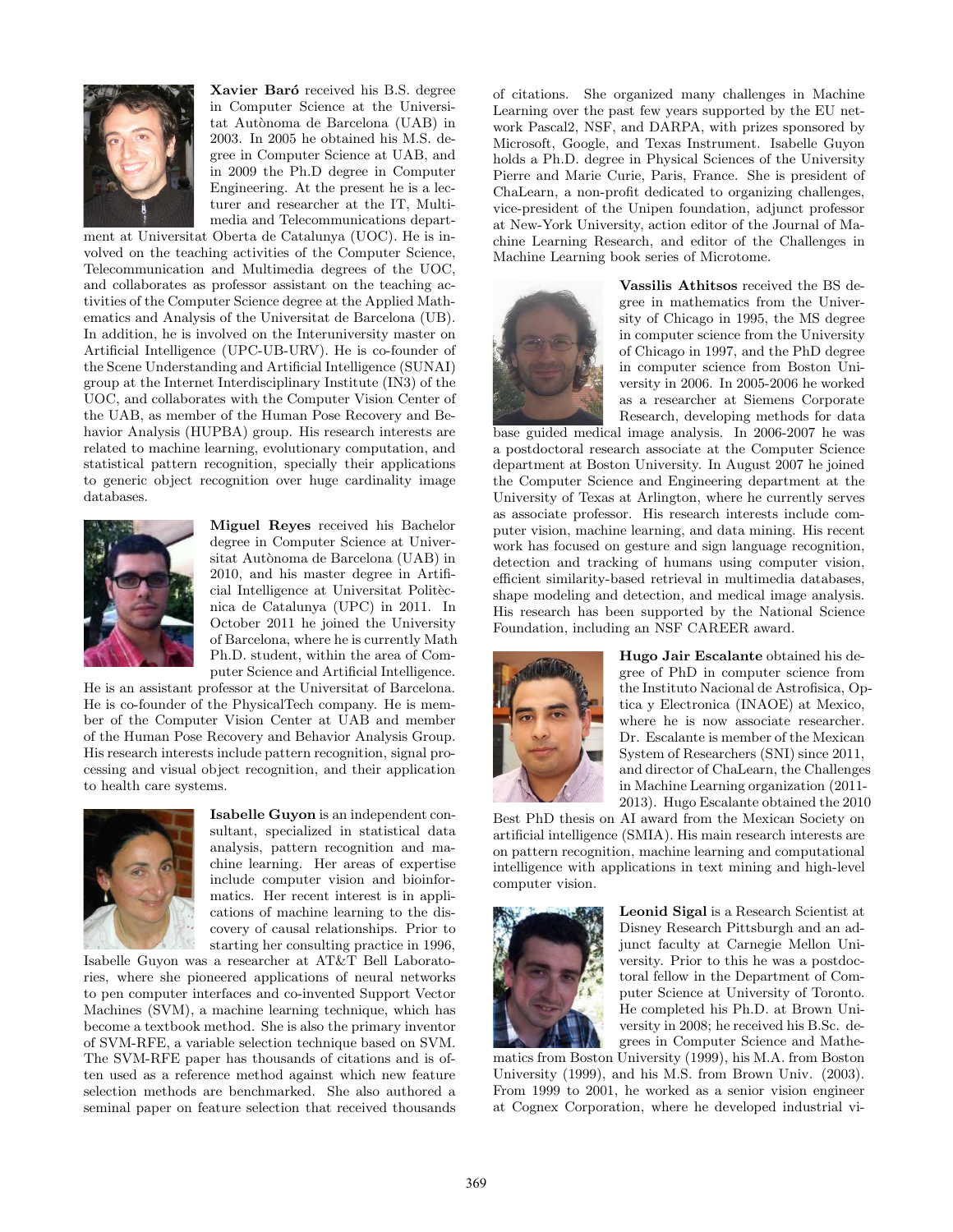**Xavier Baró** received his B.S. degree in Computer Science at the Universitat Autònoma de Barcelona (UAB) in 2003. In 2005 he obtained his M.S. degree in Computer Science at UAB, and in 2009 the Ph.D degree in Computer Engineering. At the present he is a lecturer and researcher at the IT, Multimedia and Telecommunications department at Universitat Oberta de Catalunya (UOC). He is involved on the teaching activities of the Computer Science, Telecommunication and Multimedia degrees of the UOC, and collaborates as professor assistant on the teaching activities of the Computer Science degree at the Applied Mathematics and Analysis of the Universitat de Barcelona (UB). In addition, he is involved on the Interuniversity master on Artificial Intelligence (UPC-UB-URV). He is co-founder of the Scene Understanding and Artificial Intelligence (SUNAI) group at the Internet Interdisciplinary Institute (IN3) of the UOC, and collaborates with the Computer Vision Center of the UAB, as member of the Human Pose Recovery and Behavior Analysis (HUPBA) group. His research interests are related to machine learning, evolutionary computation, and statistical pattern recognition, specially their applications to generic object recognition over huge cardinality image databases.

**Miguel Reyes** received his Bachelor degree in Computer Science at Universitat Autònoma de Barcelona (UAB) in 2010, and his master degree in Artificial Intelligence at Universitat Politècnica de Catalunya (UPC) in 2011. In October 2011 he joined the University of Barcelona, where he is currently Math Ph.D. student, within the area of Computer Science and Artificial Intelligence. He is an assistant professor at the Universitat of Barcelona. He is co-founder of the PhysicalTech company. He is member of the Computer Vision Center at UAB and member of the Human Pose Recovery and Behavior Analysis Group. His research interests include pattern recognition, signal processing and visual object recognition, and their application to health care systems.

**Isabelle Guyon** is an independent consultant, specialized in statistical data analysis, pattern recognition and machine learning. Her areas of expertise include computer vision and bioinformatics. Her recent interest is in applications of machine learning to the discovery of causal relationships. Prior to starting her consulting practice in 1996, Isabelle Guyon was a researcher at AT&T Bell Laboratories, where she pioneered applications of neural networks to pen computer interfaces and co-invented Support Vector Machines (SVM), a machine learning technique, which has become a textbook method. She is also the primary inventor of SVM-RFE, a variable selection technique based on SVM. The SVM-RFE paper has thousands of citations and is often used as a reference method against which new feature selection methods are benchmarked. She also authored a seminal paper on feature selection that received thousands of citations. She organized many challenges in Machine Learning over the past few years supported by the EU network Pascal2, NSF, and DARPA, with prizes sponsored by Microsoft, Google, and Texas Instrument. Isabelle Guyon holds a Ph.D. degree in Physical Sciences of the University Pierre and Marie Curie, Paris, France. She is president of ChaLearn, a non-profit dedicated to organizing challenges, vice-president of the Unipen foundation, adjunct professor at New-York University, action editor of the Journal of Machine Learning Research, and editor of the Challenges in Machine Learning book series of Microtome.

**Vassilis Athitsos** received the BS degree in mathematics from the University of Chicago in 1995, the MS degree in computer science from the University of Chicago in 1997, and the PhD degree in computer science from Boston University in 2006. In 2005-2006 he worked as a researcher at Siemens Corporate Research, developing methods for data base guided medical image analysis. In 2006-2007 he was a postdoctoral research associate at the Computer Science department at Boston University. In August 2007 he joined the Computer Science and Engineering department at the University of Texas at Arlington, where he currently serves as associate professor. His research interests include computer vision, machine learning, and data mining. His recent work has focused on gesture and sign language recognition, detection and tracking of humans using computer vision, efficient similarity-based retrieval in multimedia databases, shape modeling and detection, and medical image analysis. His research has been supported by the National Science Foundation, including an NSF CAREER award.

**Hugo Jair Escalante** obtained his degree of PhD in computer science from the Instituto Nacional de Astrofisica, Optica y Electronica (INAOE) at Mexico, where he is now associate researcher. Dr. Escalante is member of the Mexican System of Researchers (SNI) since 2011, and director of ChaLearn, the Challenges in Machine Learning organization (2011-2013). Hugo Escalante obtained the 2010 Best PhD thesis on AI award from the Mexican Society on artificial intelligence (SMIA). His main research interests are on pattern recognition, machine learning and computational intelligence with applications in text mining and high-level computer vision.

**Leonid Sigal** is a Research Scientist at Disney Research Pittsburgh and an adjunct faculty at Carnegie Mellon University. Prior to this he was a postdoctoral fellow in the Department of Computer Science at University of Toronto. He completed his Ph.D. at Brown University in 2008; he received his B.Sc. degrees in Computer Science and Mathematics from Boston University (1999), his M.A. from Boston University (1999), and his M.S. from Brown Univ. (2003). From 1999 to 2001, he worked as a senior vision engineer at Cognex Corporation, where he developed industrial vi-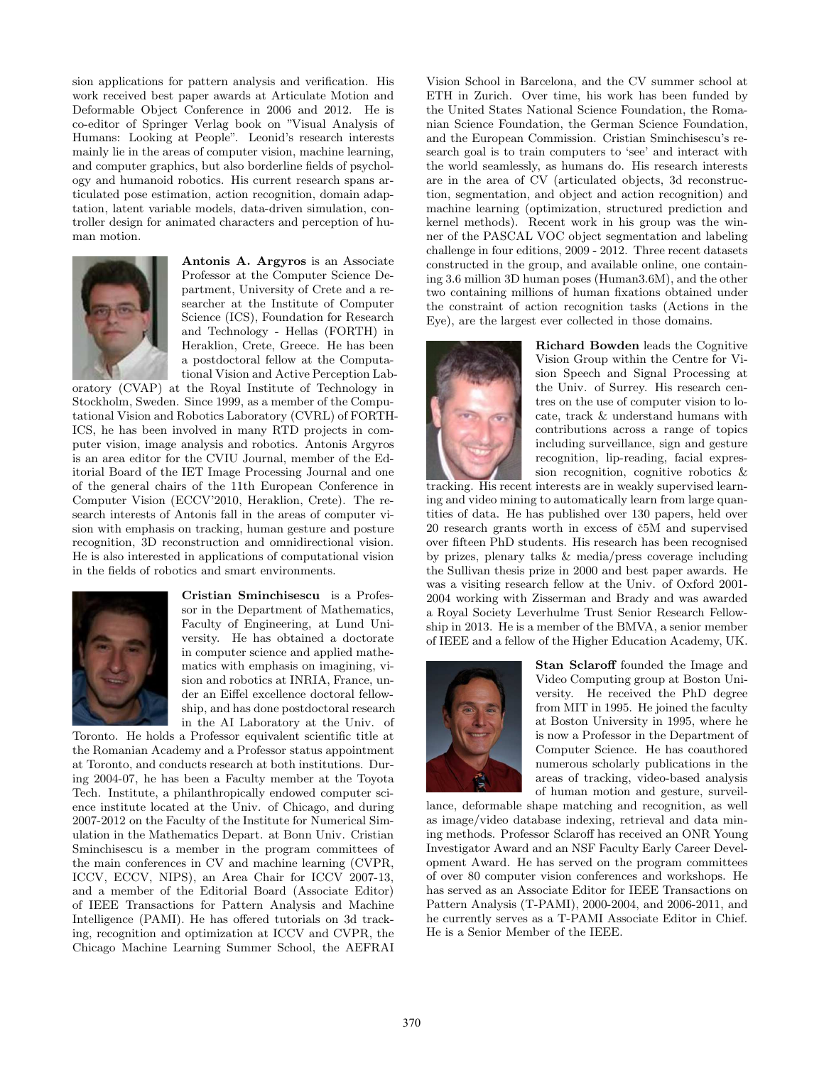sion applications for pattern analysis and verification. His work received best paper awards at Articulate Motion and Deformable Object Conference in 2006 and 2012. He is co-editor of Springer Verlag book on "Visual Analysis of Humans: Looking at People". Leonid's research interests mainly lie in the areas of computer vision, machine learning, and computer graphics, but also borderline fields of psychology and humanoid robotics. His current research spans articulated pose estimation, action recognition, domain adaptation, latent variable models, data-driven simulation, controller design for animated characters and perception of human motion.

**Antonis A. Argyros** is an Associate Professor at the Computer Science Department, University of Crete and a researcher at the Institute of Computer Science (ICS), Foundation for Research and Technology - Hellas (FORTH) in Heraklion, Crete, Greece. He has been a postdoctoral fellow at the Computational Vision and Active Perception Laboratory (CVAP) at the Royal Institute of Technology in Stockholm, Sweden. Since 1999, as a member of the Computational Vision and Robotics Laboratory (CVRL) of FORTH-ICS, he has been involved in many RTD projects in computer vision, image analysis and robotics. Antonis Argyros is an area editor for the CVIU Journal, member of the Editorial Board of the IET Image Processing Journal and one of the general chairs of the 11th European Conference in Computer Vision (ECCV'2010, Heraklion, Crete). The research interests of Antonis fall in the areas of computer vision with emphasis on tracking, human gesture and posture recognition, 3D reconstruction and omnidirectional vision. He is also interested in applications of computational vision in the fields of robotics and smart environments.

**Cristian Sminchisescu** is a Professor in the Department of Mathematics, Faculty of Engineering, at Lund University. He has obtained a doctorate in computer science and applied mathematics with emphasis on imagining, vision and robotics at INRIA, France, under an Eiffel excellence doctoral fellowship, and has done postdoctoral research in the AI Laboratory at the Univ. of Toronto. He holds a Professor equivalent scientific title at the Romanian Academy and a Professor status appointment at Toronto, and conducts research at both institutions. During 2004-07, he has been a Faculty member at the Toyota Tech. Institute, a philanthropically endowed computer science institute located at the Univ. of Chicago, and during 2007-2012 on the Faculty of the Institute for Numerical Simulation in the Mathematics Depart. at Bonn Univ. Cristian Sminchisescu is a member in the program committees of the main conferences in CV and machine learning (CVPR, ICCV, ECCV, NIPS), an Area Chair for ICCV 2007-13, and a member of the Editorial Board (Associate Editor) of IEEE Transactions for Pattern Analysis and Machine Intelligence (PAMI). He has offered tutorials on 3d tracking, recognition and optimization at ICCV and CVPR, the Chicago Machine Learning Summer School, the AEFRAI Vision School in Barcelona, and the CV summer school at ETH in Zurich. Over time, his work has been funded by the United States National Science Foundation, the Romanian Science Foundation, the German Science Foundation, and the European Commission. Cristian Sminchisescu's research goal is to train computers to 'see' and interact with the world seamlessly, as humans do. His research interests are in the area of CV (articulated objects, 3d reconstruction, segmentation, and object and action recognition) and machine learning (optimization, structured prediction and kernel methods). Recent work in his group was the winner of the PASCAL VOC object segmentation and labeling challenge in four editions, 2009 - 2012. Three recent datasets constructed in the group, and available online, one containing 3.6 million 3D human poses (Human3.6M), and the other two containing millions of human fixations obtained under the constraint of action recognition tasks (Actions in the Eye), are the largest ever collected in those domains.

**Richard Bowden** leads the Cognitive Vision Group within the Centre for Vision Speech and Signal Processing at the Univ. of Surrey. His research centres on the use of computer vision to locate, track & understand humans with contributions across a range of topics including surveillance, sign and gesture recognition, lip-reading, facial expression recognition, cognitive robotics & tracking. His recent interests are in weakly supervised learning and video mining to automatically learn from large quantities of data. He has published over 130 papers, held over 20 research grants worth in excess of č5M and supervised over fifteen PhD students. His research has been recognised by prizes, plenary talks & media/press coverage including the Sullivan thesis prize in 2000 and best paper awards. He was a visiting research fellow at the Univ. of Oxford 2001-2004 working with Zisserman and Brady and was awarded a Royal Society Leverhulme Trust Senior Research Fellowship in 2013. He is a member of the BMVA, a senior member of IEEE and a fellow of the Higher Education Academy, UK.

**Stan Sclaroff** founded the Image and Video Computing group at Boston University. He received the PhD degree from MIT in 1995. He joined the faculty at Boston University in 1995, where he is now a Professor in the Department of Computer Science. He has coauthored numerous scholarly publications in the areas of tracking, video-based analysis of human motion and gesture, surveillance, deformable shape matching and recognition, as well as image/video database indexing, retrieval and data mining methods. Professor Sclaroff has received an ONR Young Investigator Award and an NSF Faculty Early Career Development Award. He has served on the program committees of over 80 computer vision conferences and workshops. He has served as an Associate Editor for IEEE Transactions on Pattern Analysis (T-PAMI), 2000-2004, and 2006-2011, and he currently serves as a T-PAMI Associate Editor in Chief. He is a Senior Member of the IEEE.